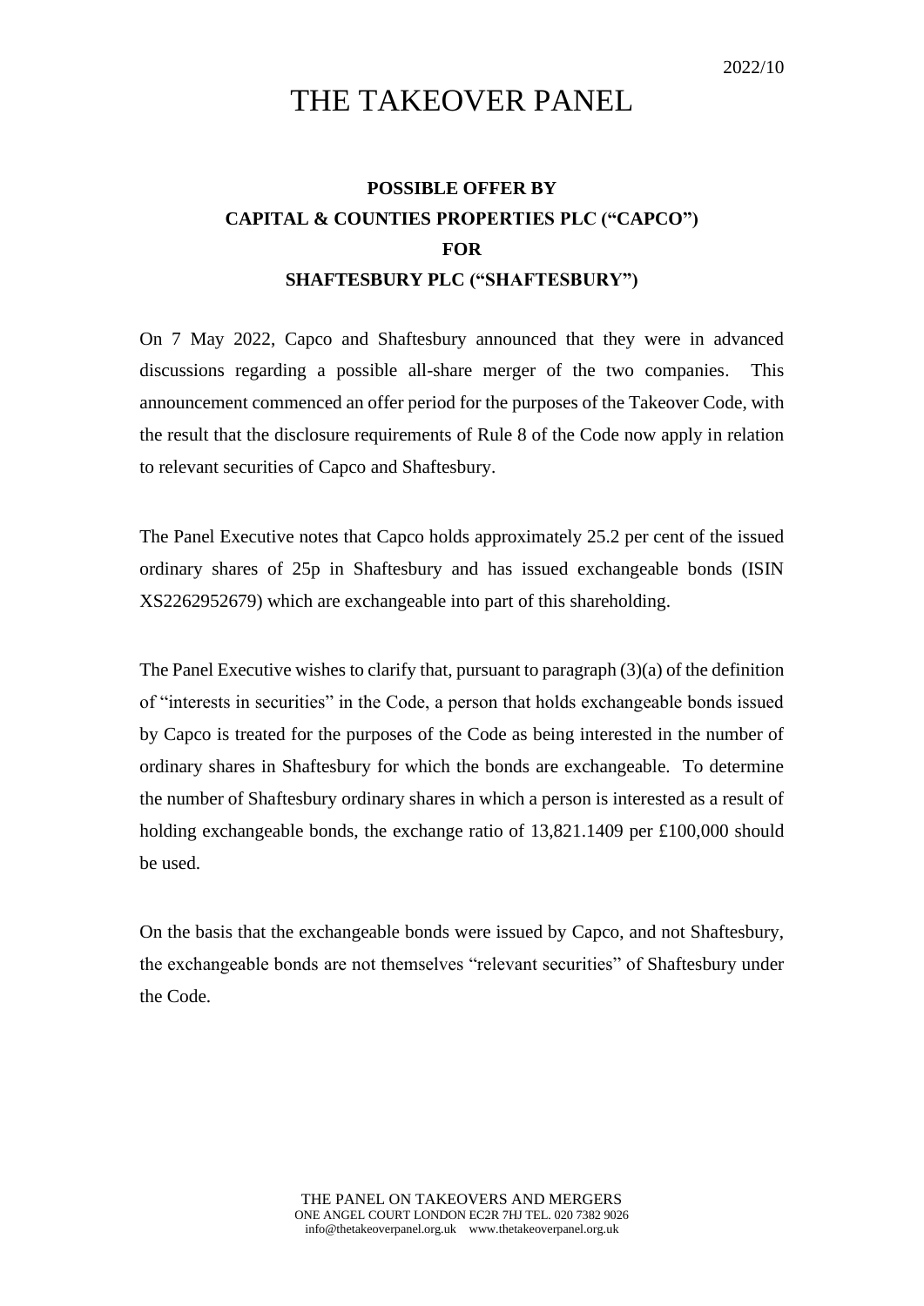2022/10

# THE TAKEOVER PANEL

## POSSIBLE OFFER BY CAPITAL & COUNTIES PROPERTIES PLC ("CAPCO") FOR SHAFTESBURY PLC ("SHAFTESBURY")

On 7 May 2022, Capco and Shaftesbury announced that they were in advanced discussions regarding a possible all-share merger of the two companies. This announcement commenced an offer period for the purposes of the Takeover Code, with the result that the disclosure requirements of Rule 8 of the Code now apply in relation to relevant securities of Capco and Shaftesbury.

The Panel Executive notes that Capco holds approximately 25.2 per cent of the issued ordinary shares of 25p in Shaftesbury and has issued exchangeable bonds (ISIN XS2262952679) which are exchangeable into part of this shareholding.

The Panel Executive wishes to clarify that, pursuant to paragraph (3)(a) of the definition of "interests in securities" in the Code, a person that holds exchangeable bonds issued by Capco is treated for the purposes of the Code as being interested in the number of ordinary shares in Shaftesbury for which the bonds are exchangeable. To determine the number of Shaftesbury ordinary shares in which a person is interested as a result of holding exchangeable bonds, the exchange ratio of 13,821.1409 per £100,000 should be used.

On the basis that the exchangeable bonds were issued by Capco, and not Shaftesbury, the exchangeable bonds are not themselves "relevant securities" of Shaftesbury under the Code.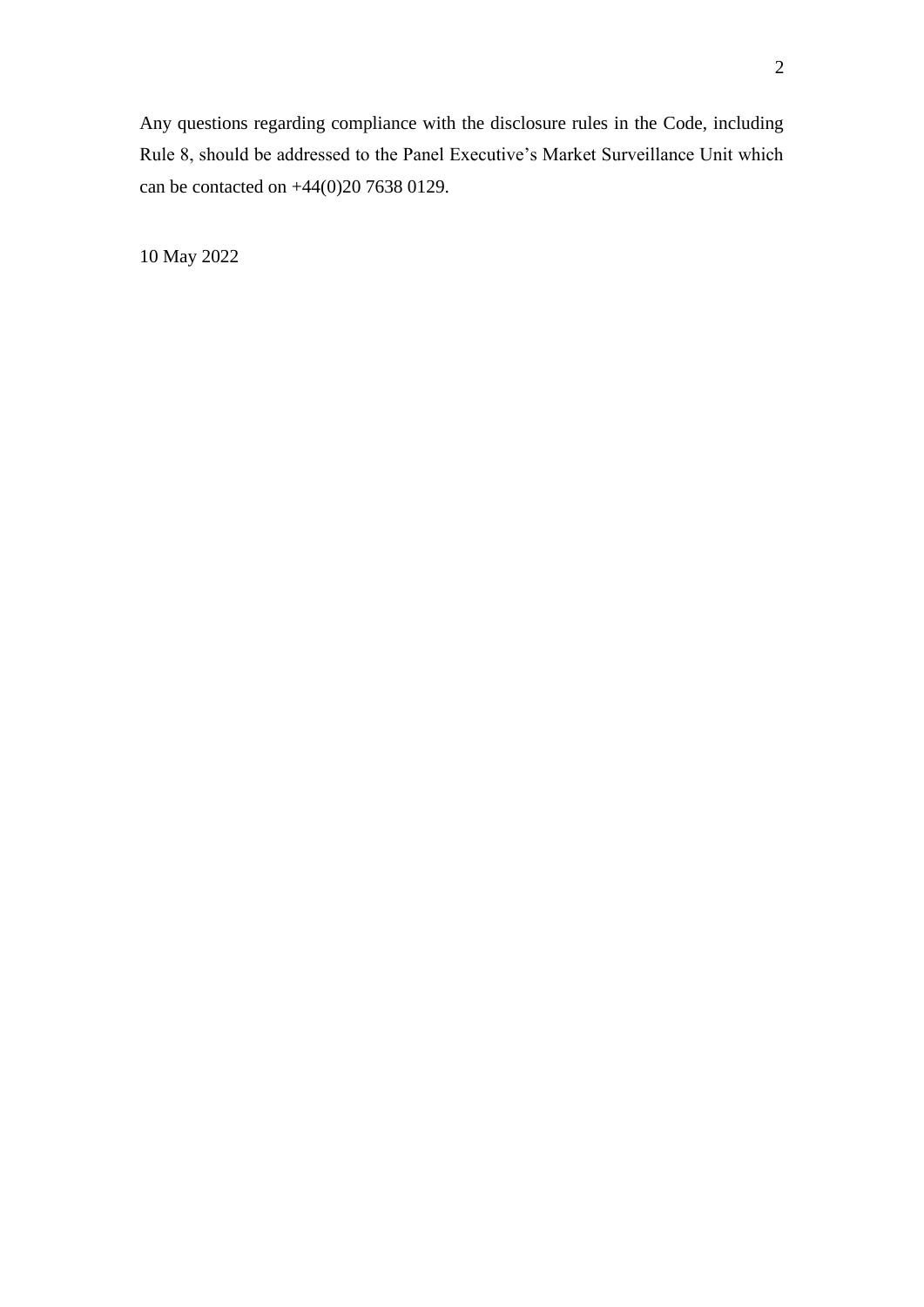Any questions regarding compliance with the disclosure rules in the Code, including Rule 8, should be addressed to the Panel Executive's Market Surveillance Unit which can be contacted on +44(0)20 7638 0129.

10 May 2022